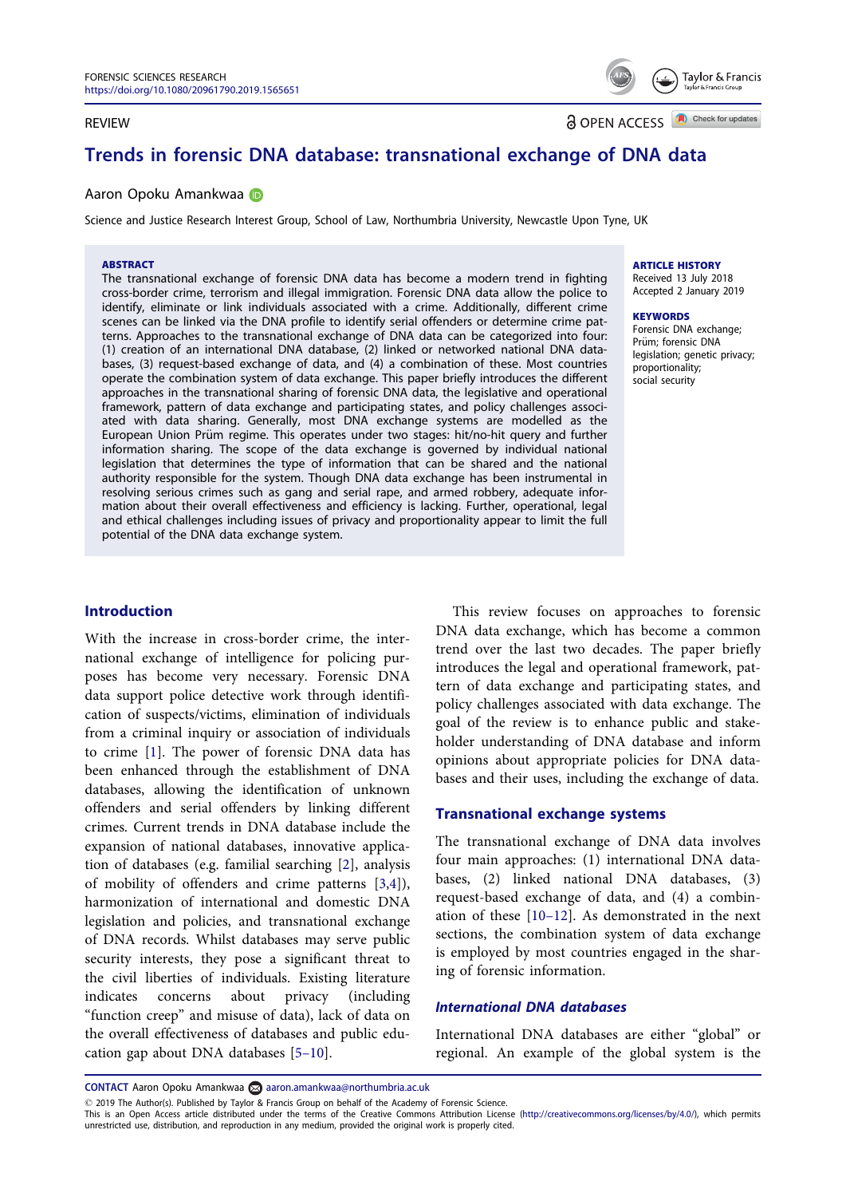REVIEW

OPEN ACCESS

# Trends in forensic DNA database: transnational exchange of DNA data

Aaron Opoku Amankwaa

Science and Justice Research Interest Group, School of Law, Northumbria University, Newcastle Upon Tyne, UK

**ABSTRACT**

The transnational exchange of forensic DNA data has become a modern trend in fighting cross-border crime, terrorism and illegal immigration. Forensic DNA data allow the police to identify, eliminate or link individuals associated with a crime. Additionally, different crime scenes can be linked via the DNA profile to identify serial offenders or determine crime patterns. Approaches to the transnational exchange of DNA data can be categorized into four: (1) creation of an international DNA database, (2) linked or networked national DNA databases, (3) request-based exchange of data, and (4) a combination of these. Most countries operate the combination system of data exchange. This paper briefly introduces the different approaches in the transnational sharing of forensic DNA data, the legislative and operational framework, pattern of data exchange and participating states, and policy challenges associated with data sharing. Generally, most DNA exchange systems are modelled as the European Union Prüm regime. This operates under two stages: hit/no-hit query and further information sharing. The scope of the data exchange is governed by individual national legislation that determines the type of information that can be shared and the national authority responsible for the system. Though DNA data exchange has been instrumental in resolving serious crimes such as gang and serial rape, and armed robbery, adequate information about their overall effectiveness and efficiency is lacking. Further, operational, legal and ethical challenges including issues of privacy and proportionality appear to limit the full potential of the DNA data exchange system.

**ARTICLE HISTORY**
Received 13 July 2018
Accepted 2 January 2019

**KEYWORDS**
Forensic DNA exchange; Prüm; forensic DNA legislation; genetic privacy; proportionality; social security

## Introduction

With the increase in cross-border crime, the international exchange of intelligence for policing purposes has become very necessary. Forensic DNA data support police detective work through identification of suspects/victims, elimination of individuals from a criminal inquiry or association of individuals to crime [1]. The power of forensic DNA data has been enhanced through the establishment of DNA databases, allowing the identification of unknown offenders and serial offenders by linking different crimes. Current trends in DNA database include the expansion of national databases, innovative application of databases (e.g. familial searching [2], analysis of mobility of offenders and crime patterns [3,4]), harmonization of international and domestic DNA legislation and policies, and transnational exchange of DNA records. Whilst databases may serve public security interests, they pose a significant threat to the civil liberties of individuals. Existing literature indicates concerns about privacy (including "function creep" and misuse of data), lack of data on the overall effectiveness of databases and public education gap about DNA databases [5–10].

This review focuses on approaches to forensic DNA data exchange, which has become a common trend over the last two decades. The paper briefly introduces the legal and operational framework, pattern of data exchange and participating states, and policy challenges associated with data exchange. The goal of the review is to enhance public and stakeholder understanding of DNA database and inform opinions about appropriate policies for DNA databases and their uses, including the exchange of data.

## Transnational exchange systems

The transnational exchange of DNA data involves four main approaches: (1) international DNA databases, (2) linked national DNA databases, (3) request-based exchange of data, and (4) a combination of these [10–12]. As demonstrated in the next sections, the combination system of data exchange is employed by most countries engaged in the sharing of forensic information.

### *International DNA databases*

International DNA databases are either "global" or regional. An example of the global system is the

**CONTACT** Aaron Opoku Amankwaa aaron.amankwaa@northumbria.ac.uk

© 2019 The Author(s). Published by Taylor & Francis Group on behalf of the Academy of Forensic Science.
This is an Open Access article distributed under the terms of the Creative Commons Attribution License (http://creativecommons.org/licenses/by/4.0/), which permits unrestricted use, distribution, and reproduction in any medium, provided the original work is properly cited.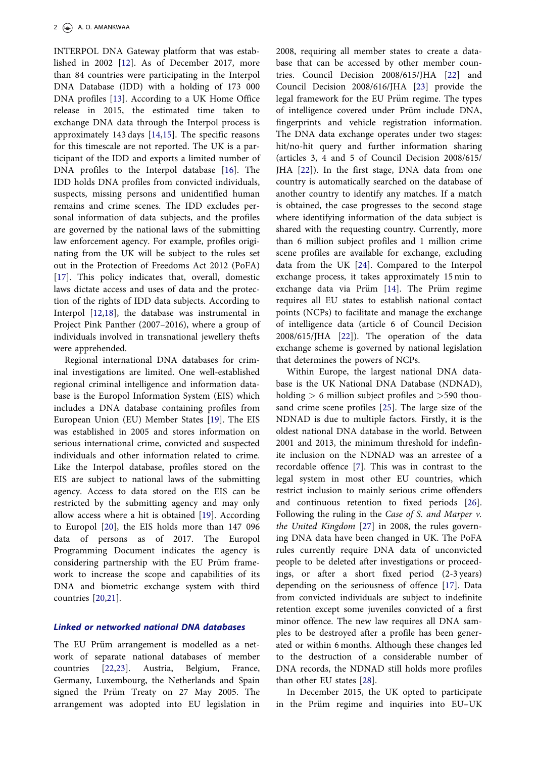INTERPOL DNA Gateway platform that was established in 2002 [12]. As of December 2017, more than 84 countries were participating in the Interpol DNA Database (IDD) with a holding of 173 000 DNA profiles [13]. According to a UK Home Office release in 2015, the estimated time taken to exchange DNA data through the Interpol process is approximately 143 days [14,15]. The specific reasons for this timescale are not reported. The UK is a participant of the IDD and exports a limited number of DNA profiles to the Interpol database [16]. The IDD holds DNA profiles from convicted individuals, suspects, missing persons and unidentified human remains and crime scenes. The IDD excludes personal information of data subjects, and the profiles are governed by the national laws of the submitting law enforcement agency. For example, profiles originating from the UK will be subject to the rules set out in the Protection of Freedoms Act 2012 (PoFA) [17]. This policy indicates that, overall, domestic laws dictate access and uses of data and the protection of the rights of IDD data subjects. According to Interpol [12,18], the database was instrumental in Project Pink Panther (2007–2016), where a group of individuals involved in transnational jewellery thefts were apprehended.

Regional international DNA databases for criminal investigations are limited. One well-established regional criminal intelligence and information database is the Europol Information System (EIS) which includes a DNA database containing profiles from European Union (EU) Member States [19]. The EIS was established in 2005 and stores information on serious international crime, convicted and suspected individuals and other information related to crime. Like the Interpol database, profiles stored on the EIS are subject to national laws of the submitting agency. Access to data stored on the EIS can be restricted by the submitting agency and may only allow access where a hit is obtained [19]. According to Europol [20], the EIS holds more than 147 096 data of persons as of 2017. The Europol Programming Document indicates the agency is considering partnership with the EU Prüm framework to increase the scope and capabilities of its DNA and biometric exchange system with third countries [20,21].

### *Linked or networked national DNA databases*

The EU Prüm arrangement is modelled as a network of separate national databases of member countries [22,23]. Austria, Belgium, France, Germany, Luxembourg, the Netherlands and Spain signed the Prüm Treaty on 27 May 2005. The arrangement was adopted into EU legislation in 2008, requiring all member states to create a database that can be accessed by other member countries. Council Decision 2008/615/JHA [22] and Council Decision 2008/616/JHA [23] provide the legal framework for the EU Prüm regime. The types of intelligence covered under Prüm include DNA, fingerprints and vehicle registration information. The DNA data exchange operates under two stages: hit/no-hit query and further information sharing (articles 3, 4 and 5 of Council Decision 2008/615/JHA [22]). In the first stage, DNA data from one country is automatically searched on the database of another country to identify any matches. If a match is obtained, the case progresses to the second stage where identifying information of the data subject is shared with the requesting country. Currently, more than 6 million subject profiles and 1 million crime scene profiles are available for exchange, excluding data from the UK [24]. Compared to the Interpol exchange process, it takes approximately 15 min to exchange data via Prüm [14]. The Prüm regime requires all EU states to establish national contact points (NCPs) to facilitate and manage the exchange of intelligence data (article 6 of Council Decision 2008/615/JHA [22]). The operation of the data exchange scheme is governed by national legislation that determines the powers of NCPs.

Within Europe, the largest national DNA database is the UK National DNA Database (NDNAD), holding > 6 million subject profiles and >590 thousand crime scene profiles [25]. The large size of the NDNAD is due to multiple factors. Firstly, it is the oldest national DNA database in the world. Between 2001 and 2013, the minimum threshold for indefinite inclusion on the NDNAD was an arrestee of a recordable offence [7]. This was in contrast to the legal system in most other EU countries, which restrict inclusion to mainly serious crime offenders and continuous retention to fixed periods [26]. Following the ruling in the *Case of S. and Marper v. the United Kingdom* [27] in 2008, the rules governing DNA data have been changed in UK. The PoFA rules currently require DNA data of unconvicted people to be deleted after investigations or proceedings, or after a short fixed period (2-3 years) depending on the seriousness of offence [17]. Data from convicted individuals are subject to indefinite retention except some juveniles convicted of a first minor offence. The new law requires all DNA samples to be destroyed after a profile has been generated or within 6 months. Although these changes led to the destruction of a considerable number of DNA records, the NDNAD still holds more profiles than other EU states [28].

In December 2015, the UK opted to participate in the Prüm regime and inquiries into EU–UK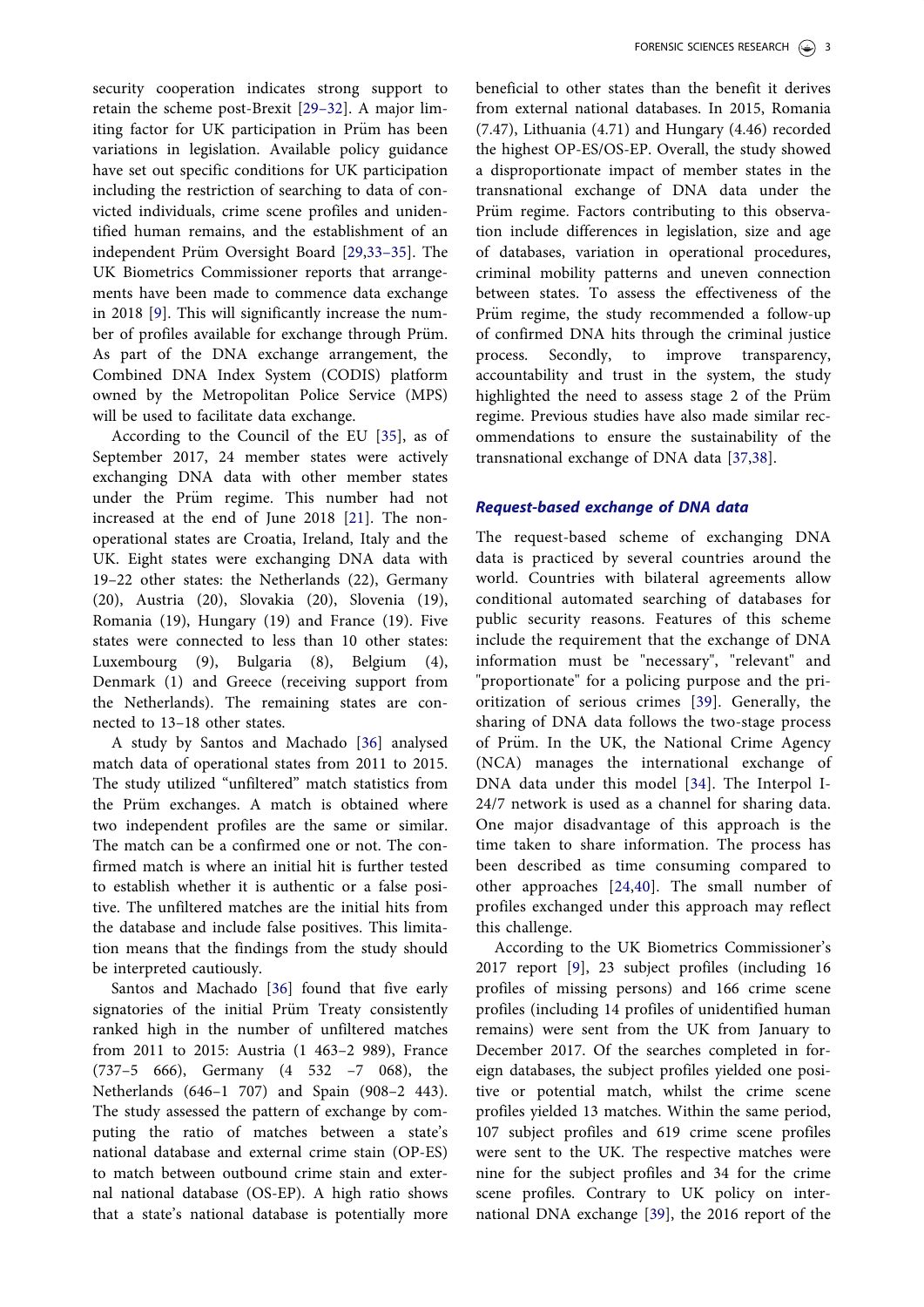security cooperation indicates strong support to retain the scheme post-Brexit [29–32]. A major limiting factor for UK participation in Prüm has been variations in legislation. Available policy guidance have set out specific conditions for UK participation including the restriction of searching to data of convicted individuals, crime scene profiles and unidentified human remains, and the establishment of an independent Prüm Oversight Board [29,33–35]. The UK Biometrics Commissioner reports that arrangements have been made to commence data exchange in 2018 [9]. This will significantly increase the number of profiles available for exchange through Prüm. As part of the DNA exchange arrangement, the Combined DNA Index System (CODIS) platform owned by the Metropolitan Police Service (MPS) will be used to facilitate data exchange.

According to the Council of the EU [35], as of September 2017, 24 member states were actively exchanging DNA data with other member states under the Prüm regime. This number had not increased at the end of June 2018 [21]. The non-operational states are Croatia, Ireland, Italy and the UK. Eight states were exchanging DNA data with 19–22 other states: the Netherlands (22), Germany (20), Austria (20), Slovakia (20), Slovenia (19), Romania (19), Hungary (19) and France (19). Five states were connected to less than 10 other states: Luxembourg (9), Bulgaria (8), Belgium (4), Denmark (1) and Greece (receiving support from the Netherlands). The remaining states are connected to 13–18 other states.

A study by Santos and Machado [36] analysed match data of operational states from 2011 to 2015. The study utilized "unfiltered" match statistics from the Prüm exchanges. A match is obtained where two independent profiles are the same or similar. The match can be a confirmed one or not. The confirmed match is where an initial hit is further tested to establish whether it is authentic or a false positive. The unfiltered matches are the initial hits from the database and include false positives. This limitation means that the findings from the study should be interpreted cautiously.

Santos and Machado [36] found that five early signatories of the initial Prüm Treaty consistently ranked high in the number of unfiltered matches from 2011 to 2015: Austria (1 463–2 989), France (737–5 666), Germany (4 532 –7 068), the Netherlands (646–1 707) and Spain (908–2 443). The study assessed the pattern of exchange by computing the ratio of matches between a state's national database and external crime stain (OP-ES) to match between outbound crime stain and external national database (OS-EP). A high ratio shows that a state's national database is potentially more beneficial to other states than the benefit it derives from external national databases. In 2015, Romania (7.47), Lithuania (4.71) and Hungary (4.46) recorded the highest OP-ES/OS-EP. Overall, the study showed a disproportionate impact of member states in the transnational exchange of DNA data under the Prüm regime. Factors contributing to this observation include differences in legislation, size and age of databases, variation in operational procedures, criminal mobility patterns and uneven connection between states. To assess the effectiveness of the Prüm regime, the study recommended a follow-up of confirmed DNA hits through the criminal justice process. Secondly, to improve transparency, accountability and trust in the system, the study highlighted the need to assess stage 2 of the Prüm regime. Previous studies have also made similar recommendations to ensure the sustainability of the transnational exchange of DNA data [37,38].

### *Request-based exchange of DNA data*

The request-based scheme of exchanging DNA data is practiced by several countries around the world. Countries with bilateral agreements allow conditional automated searching of databases for public security reasons. Features of this scheme include the requirement that the exchange of DNA information must be "necessary", "relevant" and "proportionate" for a policing purpose and the prioritization of serious crimes [39]. Generally, the sharing of DNA data follows the two-stage process of Prüm. In the UK, the National Crime Agency (NCA) manages the international exchange of DNA data under this model [34]. The Interpol I-24/7 network is used as a channel for sharing data. One major disadvantage of this approach is the time taken to share information. The process has been described as time consuming compared to other approaches [24,40]. The small number of profiles exchanged under this approach may reflect this challenge.

According to the UK Biometrics Commissioner's 2017 report [9], 23 subject profiles (including 16 profiles of missing persons) and 166 crime scene profiles (including 14 profiles of unidentified human remains) were sent from the UK from January to December 2017. Of the searches completed in foreign databases, the subject profiles yielded one positive or potential match, whilst the crime scene profiles yielded 13 matches. Within the same period, 107 subject profiles and 619 crime scene profiles were sent to the UK. The respective matches were nine for the subject profiles and 34 for the crime scene profiles. Contrary to UK policy on international DNA exchange [39], the 2016 report of the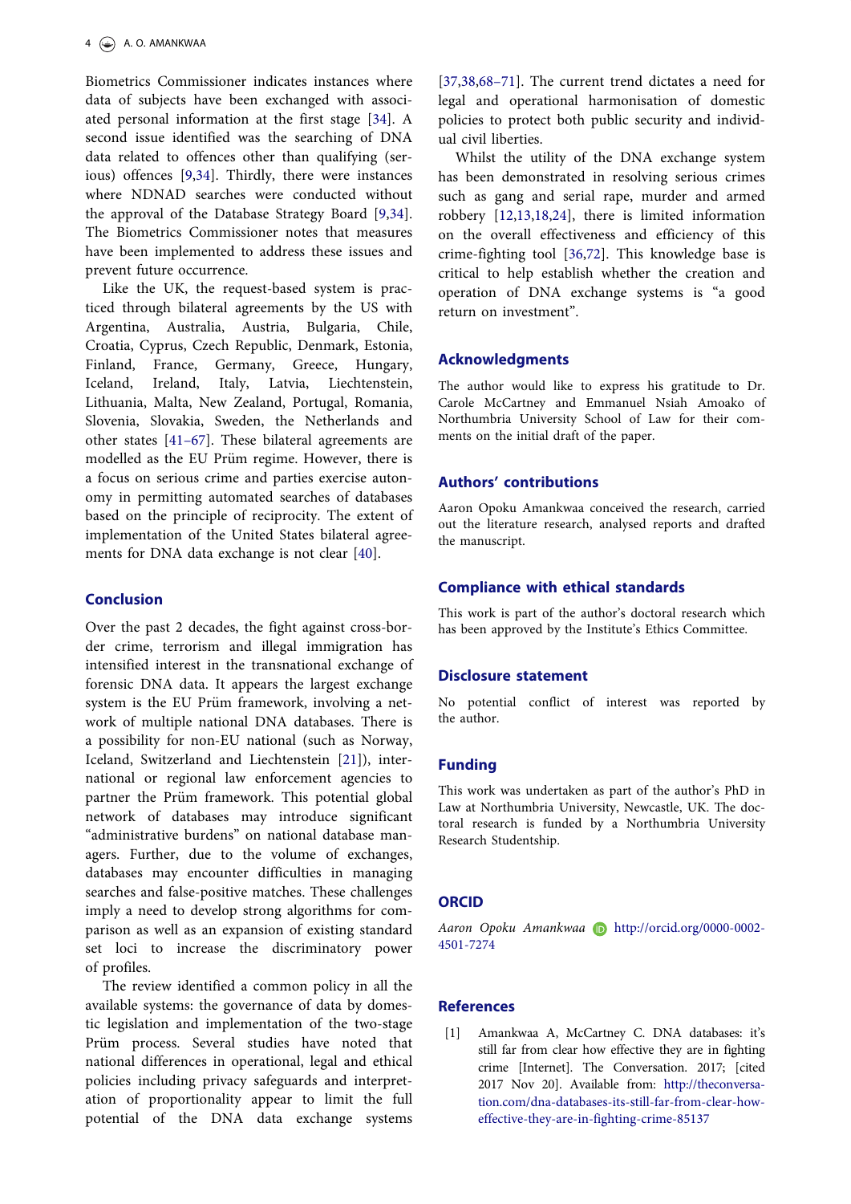Biometrics Commissioner indicates instances where data of subjects have been exchanged with associated personal information at the first stage [34]. A second issue identified was the searching of DNA data related to offences other than qualifying (serious) offences [9,34]. Thirdly, there were instances where NDNAD searches were conducted without the approval of the Database Strategy Board [9,34]. The Biometrics Commissioner notes that measures have been implemented to address these issues and prevent future occurrence.

Like the UK, the request-based system is practiced through bilateral agreements by the US with Argentina, Australia, Austria, Bulgaria, Chile, Croatia, Cyprus, Czech Republic, Denmark, Estonia, Finland, France, Germany, Greece, Hungary, Iceland, Ireland, Italy, Latvia, Liechtenstein, Lithuania, Malta, New Zealand, Portugal, Romania, Slovenia, Slovakia, Sweden, the Netherlands and other states [41–67]. These bilateral agreements are modelled as the EU Prüm regime. However, there is a focus on serious crime and parties exercise autonomy in permitting automated searches of databases based on the principle of reciprocity. The extent of implementation of the United States bilateral agreements for DNA data exchange is not clear [40].

## Conclusion

Over the past 2 decades, the fight against cross-border crime, terrorism and illegal immigration has intensified interest in the transnational exchange of forensic DNA data. It appears the largest exchange system is the EU Prüm framework, involving a network of multiple national DNA databases. There is a possibility for non-EU national (such as Norway, Iceland, Switzerland and Liechtenstein [21]), international or regional law enforcement agencies to partner the Prüm framework. This potential global network of databases may introduce significant "administrative burdens" on national database managers. Further, due to the volume of exchanges, databases may encounter difficulties in managing searches and false-positive matches. These challenges imply a need to develop strong algorithms for comparison as well as an expansion of existing standard set loci to increase the discriminatory power of profiles.

The review identified a common policy in all the available systems: the governance of data by domestic legislation and implementation of the two-stage Prüm process. Several studies have noted that national differences in operational, legal and ethical policies including privacy safeguards and interpretation of proportionality appear to limit the full potential of the DNA data exchange systems [37,38,68–71]. The current trend dictates a need for legal and operational harmonisation of domestic policies to protect both public security and individual civil liberties.

Whilst the utility of the DNA exchange system has been demonstrated in resolving serious crimes such as gang and serial rape, murder and armed robbery [12,13,18,24], there is limited information on the overall effectiveness and efficiency of this crime-fighting tool [36,72]. This knowledge base is critical to help establish whether the creation and operation of DNA exchange systems is "a good return on investment".

## Acknowledgments

The author would like to express his gratitude to Dr. Carole McCartney and Emmanuel Nsiah Amoako of Northumbria University School of Law for their comments on the initial draft of the paper.

## Authors' contributions

Aaron Opoku Amankwaa conceived the research, carried out the literature research, analysed reports and drafted the manuscript.

## Compliance with ethical standards

This work is part of the author's doctoral research which has been approved by the Institute's Ethics Committee.

## Disclosure statement

No potential conflict of interest was reported by the author.

## Funding

This work was undertaken as part of the author's PhD in Law at Northumbria University, Newcastle, UK. The doctoral research is funded by a Northumbria University Research Studentship.

## ORCID

*Aaron Opoku Amankwaa* http://orcid.org/0000-0002-4501-7274

## References

[1] Amankwaa A, McCartney C. DNA databases: it's still far from clear how effective they are in fighting crime [Internet]. The Conversation. 2017; [cited 2017 Nov 20]. Available from: http://theconversation.com/dna-databases-its-still-far-from-clear-how-effective-they-are-in-fighting-crime-85137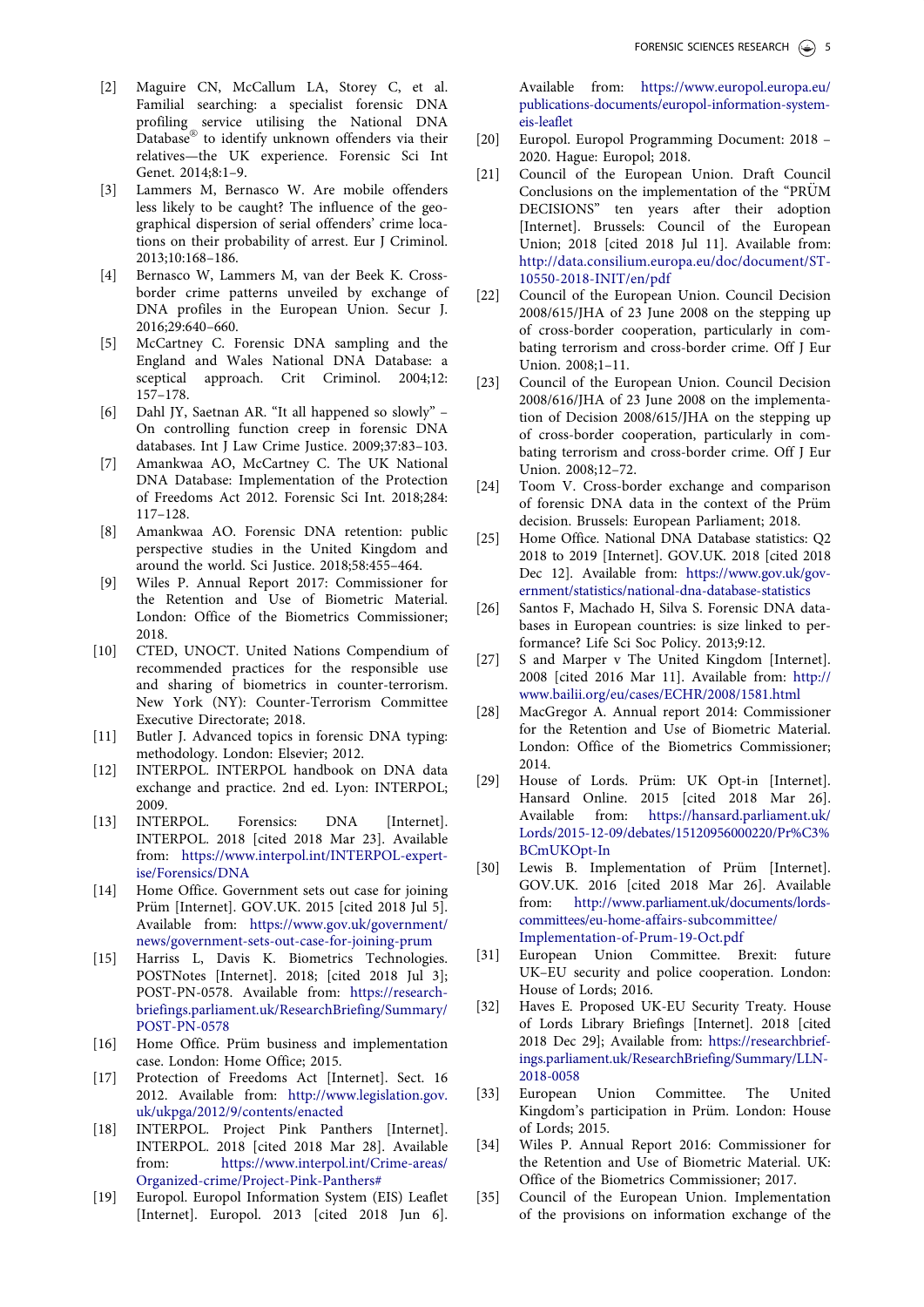[2] Maguire CN, McCallum LA, Storey C, et al. Familial searching: a specialist forensic DNA profiling service utilising the National DNA Database® to identify unknown offenders via their relatives—the UK experience. Forensic Sci Int Genet. 2014;8:1–9.

[3] Lammers M, Bernasco W. Are mobile offenders less likely to be caught? The influence of the geographical dispersion of serial offenders' crime locations on their probability of arrest. Eur J Criminol. 2013;10:168–186.

[4] Bernasco W, Lammers M, van der Beek K. Cross-border crime patterns unveiled by exchange of DNA profiles in the European Union. Secur J. 2016;29:640–660.

[5] McCartney C. Forensic DNA sampling and the England and Wales National DNA Database: a sceptical approach. Crit Criminol. 2004;12: 157–178.

[6] Dahl JY, Saetnan AR. "It all happened so slowly" – On controlling function creep in forensic DNA databases. Int J Law Crime Justice. 2009;37:83–103.

[7] Amankwaa AO, McCartney C. The UK National DNA Database: Implementation of the Protection of Freedoms Act 2012. Forensic Sci Int. 2018;284: 117–128.

[8] Amankwaa AO. Forensic DNA retention: public perspective studies in the United Kingdom and around the world. Sci Justice. 2018;58:455–464.

[9] Wiles P. Annual Report 2017: Commissioner for the Retention and Use of Biometric Material. London: Office of the Biometrics Commissioner; 2018.

[10] CTED, UNOCT. United Nations Compendium of recommended practices for the responsible use and sharing of biometrics in counter-terrorism. New York (NY): Counter-Terrorism Committee Executive Directorate; 2018.

[11] Butler J. Advanced topics in forensic DNA typing: methodology. London: Elsevier; 2012.

[12] INTERPOL. INTERPOL handbook on DNA data exchange and practice. 2nd ed. Lyon: INTERPOL; 2009.

[13] INTERPOL. Forensics: DNA [Internet]. INTERPOL. 2018 [cited 2018 Mar 23]. Available from: https://www.interpol.int/INTERPOL-expertise/Forensics/DNA

[14] Home Office. Government sets out case for joining Prüm [Internet]. GOV.UK. 2015 [cited 2018 Jul 5]. Available from: https://www.gov.uk/government/news/government-sets-out-case-for-joining-prum

[15] Harriss L, Davis K. Biometrics Technologies. POSTNotes [Internet]. 2018; [cited 2018 Jul 3]; POST-PN-0578. Available from: https://researchbriefings.parliament.uk/ResearchBriefing/Summary/POST-PN-0578

[16] Home Office. Prüm business and implementation case. London: Home Office; 2015.

[17] Protection of Freedoms Act [Internet]. Sect. 16 2012. Available from: http://www.legislation.gov.uk/ukpga/2012/9/contents/enacted

[18] INTERPOL. Project Pink Panthers [Internet]. INTERPOL. 2018 [cited 2018 Mar 28]. Available from: https://www.interpol.int/Crime-areas/Organized-crime/Project-Pink-Panthers#

[19] Europol. Europol Information System (EIS) Leaflet [Internet]. Europol. 2013 [cited 2018 Jun 6]. Available from: https://www.europol.europa.eu/publications-documents/europol-information-system-eis-leaflet

[20] Europol. Europol Programming Document: 2018 – 2020. Hague: Europol; 2018.

[21] Council of the European Union. Draft Council Conclusions on the implementation of the "PRÜM DECISIONS" ten years after their adoption [Internet]. Brussels: Council of the European Union; 2018 [cited 2018 Jul 11]. Available from: http://data.consilium.europa.eu/doc/document/ST-10550-2018-INIT/en/pdf

[22] Council of the European Union. Council Decision 2008/615/JHA of 23 June 2008 on the stepping up of cross-border cooperation, particularly in combating terrorism and cross-border crime. Off J Eur Union. 2008;1–11.

[23] Council of the European Union. Council Decision 2008/616/JHA of 23 June 2008 on the implementation of Decision 2008/615/JHA on the stepping up of cross-border cooperation, particularly in combating terrorism and cross-border crime. Off J Eur Union. 2008;12–72.

[24] Toom V. Cross-border exchange and comparison of forensic DNA data in the context of the Prüm decision. Brussels: European Parliament; 2018.

[25] Home Office. National DNA Database statistics: Q2 2018 to 2019 [Internet]. GOV.UK. 2018 [cited 2018 Dec 12]. Available from: https://www.gov.uk/government/statistics/national-dna-database-statistics

[26] Santos F, Machado H, Silva S. Forensic DNA databases in European countries: is size linked to performance? Life Sci Soc Policy. 2013;9:12.

[27] S and Marper v The United Kingdom [Internet]. 2008 [cited 2016 Mar 11]. Available from: http://www.bailii.org/eu/cases/ECHR/2008/1581.html

[28] MacGregor A. Annual report 2014: Commissioner for the Retention and Use of Biometric Material. London: Office of the Biometrics Commissioner; 2014.

[29] House of Lords. Prüm: UK Opt-in [Internet]. Hansard Online. 2015 [cited 2018 Mar 26]. Available from: https://hansard.parliament.uk/Lords/2015-12-09/debates/15120956000220/Pr%C3%BCmUKOpt-In

[30] Lewis B. Implementation of Prüm [Internet]. GOV.UK. 2016 [cited 2018 Mar 26]. Available from: http://www.parliament.uk/documents/lords-committees/eu-home-affairs-subcommittee/Implementation-of-Prum-19-Oct.pdf

[31] European Union Committee. Brexit: future UK–EU security and police cooperation. London: House of Lords; 2016.

[32] Haves E. Proposed UK-EU Security Treaty. House of Lords Library Briefings [Internet]. 2018 [cited 2018 Dec 29]; Available from: https://researchbriefings.parliament.uk/ResearchBriefing/Summary/LLN-2018-0058

[33] European Union Committee. The United Kingdom's participation in Prüm. London: House of Lords; 2015.

[34] Wiles P. Annual Report 2016: Commissioner for the Retention and Use of Biometric Material. UK: Office of the Biometrics Commissioner; 2017.

[35] Council of the European Union. Implementation of the provisions on information exchange of the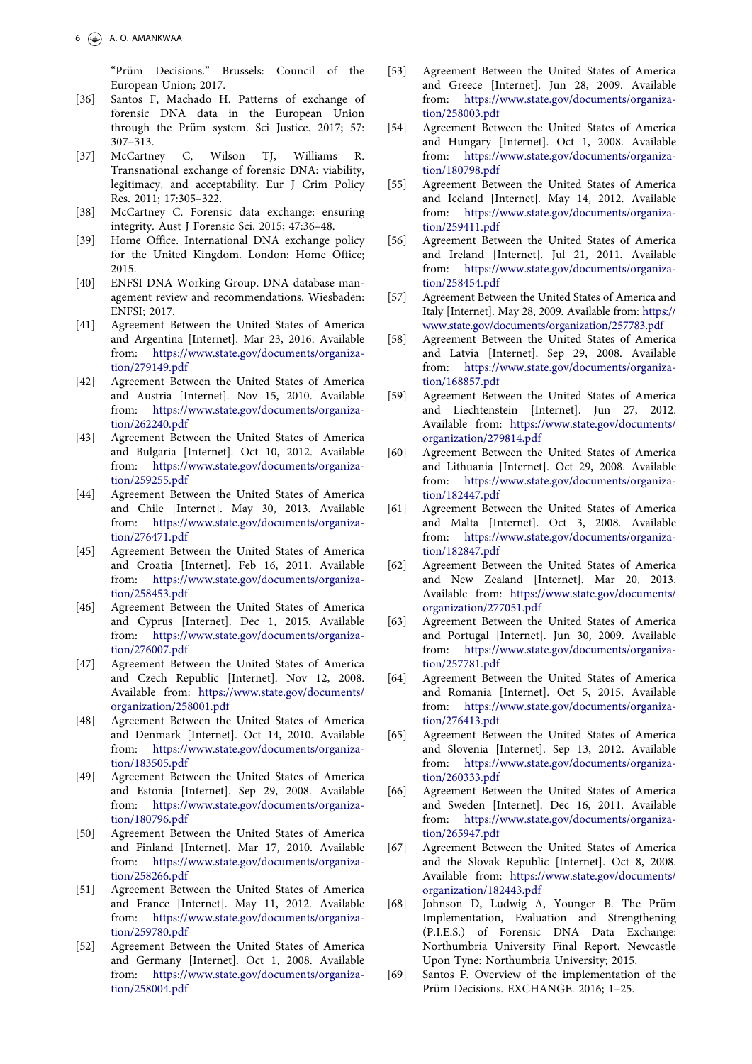"Prüm Decisions." Brussels: Council of the European Union; 2017.

[36] Santos F, Machado H. Patterns of exchange of forensic DNA data in the European Union through the Prüm system. Sci Justice. 2017; 57: 307–313.

[37] McCartney C, Wilson TJ, Williams R. Transnational exchange of forensic DNA: viability, legitimacy, and acceptability. Eur J Crim Policy Res. 2011; 17:305–322.

[38] McCartney C. Forensic data exchange: ensuring integrity. Aust J Forensic Sci. 2015; 47:36–48.

[39] Home Office. International DNA exchange policy for the United Kingdom. London: Home Office; 2015.

[40] ENFSI DNA Working Group. DNA database management review and recommendations. Wiesbaden: ENFSI; 2017.

[41] Agreement Between the United States of America and Argentina [Internet]. Mar 23, 2016. Available from: https://www.state.gov/documents/organization/279149.pdf

[42] Agreement Between the United States of America and Austria [Internet]. Nov 15, 2010. Available from: https://www.state.gov/documents/organization/262240.pdf

[43] Agreement Between the United States of America and Bulgaria [Internet]. Oct 10, 2012. Available from: https://www.state.gov/documents/organization/259255.pdf

[44] Agreement Between the United States of America and Chile [Internet]. May 30, 2013. Available from: https://www.state.gov/documents/organization/276471.pdf

[45] Agreement Between the United States of America and Croatia [Internet]. Feb 16, 2011. Available from: https://www.state.gov/documents/organization/258453.pdf

[46] Agreement Between the United States of America and Cyprus [Internet]. Dec 1, 2015. Available from: https://www.state.gov/documents/organization/276007.pdf

[47] Agreement Between the United States of America and Czech Republic [Internet]. Nov 12, 2008. Available from: https://www.state.gov/documents/organization/258001.pdf

[48] Agreement Between the United States of America and Denmark [Internet]. Oct 14, 2010. Available from: https://www.state.gov/documents/organization/183505.pdf

[49] Agreement Between the United States of America and Estonia [Internet]. Sep 29, 2008. Available from: https://www.state.gov/documents/organization/180796.pdf

[50] Agreement Between the United States of America and Finland [Internet]. Mar 17, 2010. Available from: https://www.state.gov/documents/organization/258266.pdf

[51] Agreement Between the United States of America and France [Internet]. May 11, 2012. Available from: https://www.state.gov/documents/organization/259780.pdf

[52] Agreement Between the United States of America and Germany [Internet]. Oct 1, 2008. Available from: https://www.state.gov/documents/organization/258004.pdf

[53] Agreement Between the United States of America and Greece [Internet]. Jun 28, 2009. Available from: https://www.state.gov/documents/organization/258003.pdf

[54] Agreement Between the United States of America and Hungary [Internet]. Oct 1, 2008. Available from: https://www.state.gov/documents/organization/180798.pdf

[55] Agreement Between the United States of America and Iceland [Internet]. May 14, 2012. Available from: https://www.state.gov/documents/organization/259411.pdf

[56] Agreement Between the United States of America and Ireland [Internet]. Jul 21, 2011. Available from: https://www.state.gov/documents/organization/258454.pdf

[57] Agreement Between the United States of America and Italy [Internet]. May 28, 2009. Available from: https://www.state.gov/documents/organization/257783.pdf

[58] Agreement Between the United States of America and Latvia [Internet]. Sep 29, 2008. Available from: https://www.state.gov/documents/organization/168857.pdf

[59] Agreement Between the United States of America and Liechtenstein [Internet]. Jun 27, 2012. Available from: https://www.state.gov/documents/organization/279814.pdf

[60] Agreement Between the United States of America and Lithuania [Internet]. Oct 29, 2008. Available from: https://www.state.gov/documents/organization/182447.pdf

[61] Agreement Between the United States of America and Malta [Internet]. Oct 3, 2008. Available from: https://www.state.gov/documents/organization/182847.pdf

[62] Agreement Between the United States of America and New Zealand [Internet]. Mar 20, 2013. Available from: https://www.state.gov/documents/organization/277051.pdf

[63] Agreement Between the United States of America and Portugal [Internet]. Jun 30, 2009. Available from: https://www.state.gov/documents/organization/257781.pdf

[64] Agreement Between the United States of America and Romania [Internet]. Oct 5, 2015. Available from: https://www.state.gov/documents/organization/276413.pdf

[65] Agreement Between the United States of America and Slovenia [Internet]. Sep 13, 2012. Available from: https://www.state.gov/documents/organization/260333.pdf

[66] Agreement Between the United States of America and Sweden [Internet]. Dec 16, 2011. Available from: https://www.state.gov/documents/organization/265947.pdf

[67] Agreement Between the United States of America and the Slovak Republic [Internet]. Oct 8, 2008. Available from: https://www.state.gov/documents/organization/182443.pdf

[68] Johnson D, Ludwig A, Younger B. The Prüm Implementation, Evaluation and Strengthening (P.I.E.S.) of Forensic DNA Data Exchange: Northumbria University Final Report. Newcastle Upon Tyne: Northumbria University; 2015.

[69] Santos F. Overview of the implementation of the Prüm Decisions. EXCHANGE. 2016; 1–25.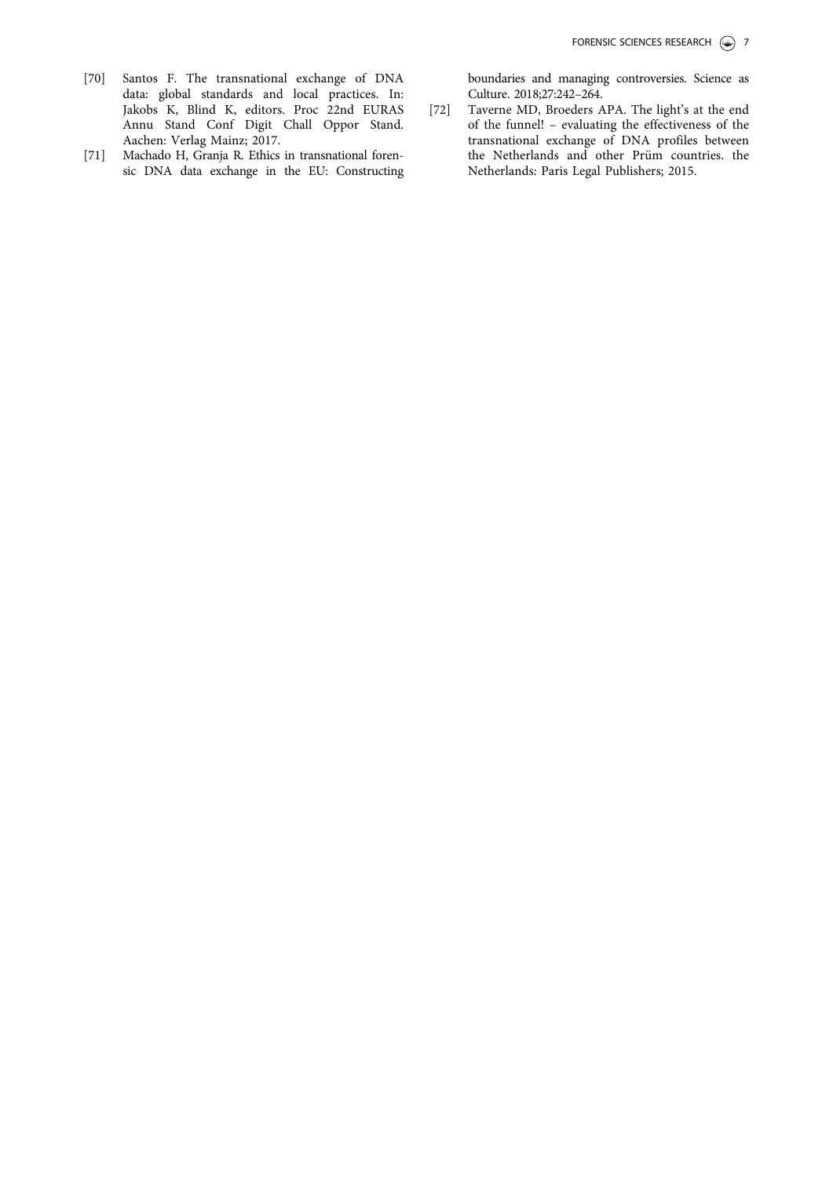[70] Santos F. The transnational exchange of DNA data: global standards and local practices. In: Jakobs K, Blind K, editors. Proc 22nd EURAS Annu Stand Conf Digit Chall Oppor Stand. Aachen: Verlag Mainz; 2017.

[71] Machado H, Granja R. Ethics in transnational forensic DNA data exchange in the EU: Constructing boundaries and managing controversies. Science as Culture. 2018;27:242–264.

[72] Taverne MD, Broeders APA. The light's at the end of the funnel! – evaluating the effectiveness of the transnational exchange of DNA profiles between the Netherlands and other Prüm countries. the Netherlands: Paris Legal Publishers; 2015.